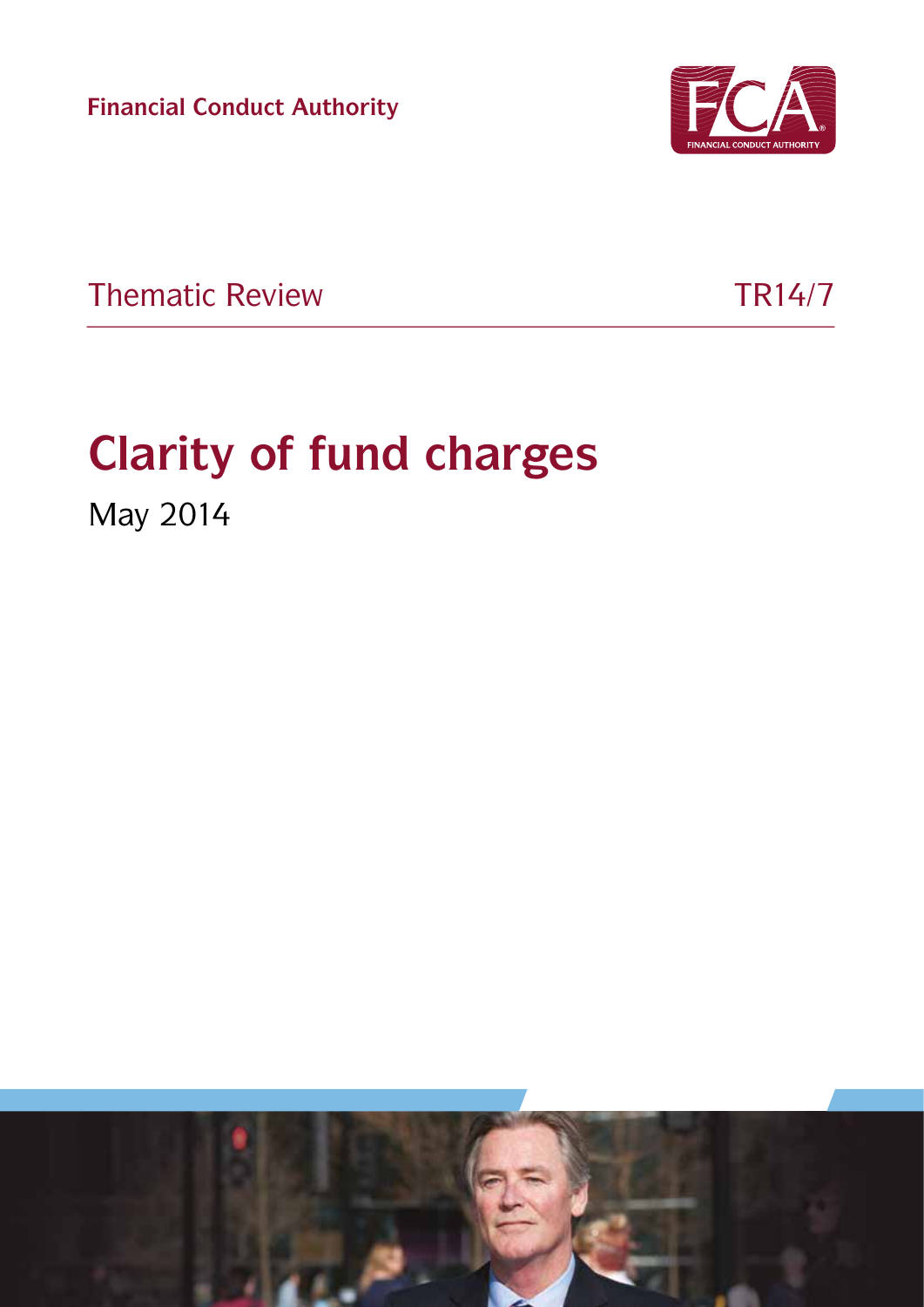Financial Conduct Authority

Thematic Review TR14/7

# Clarity of fund charges

May 2014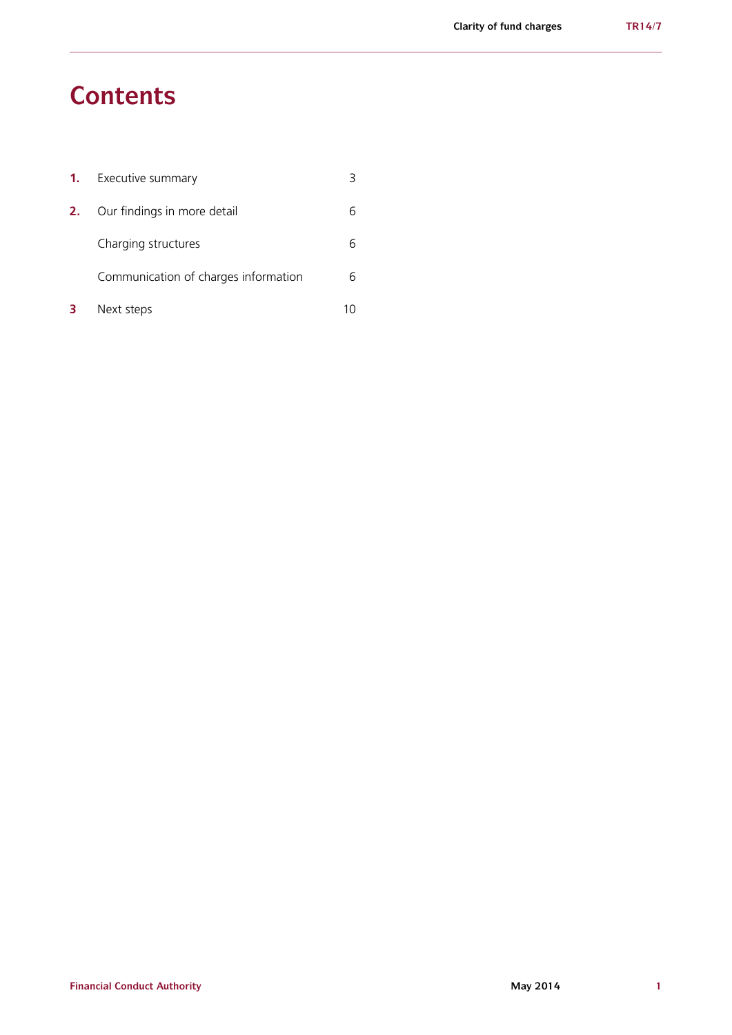# Contents

| | | |
|---|---|---|
| **1.** | Executive summary | 3 |
| **2.** | Our findings in more detail | 6 |
| | Charging structures | 6 |
| | Communication of charges information | 6 |
| **3** | Next steps | 10 |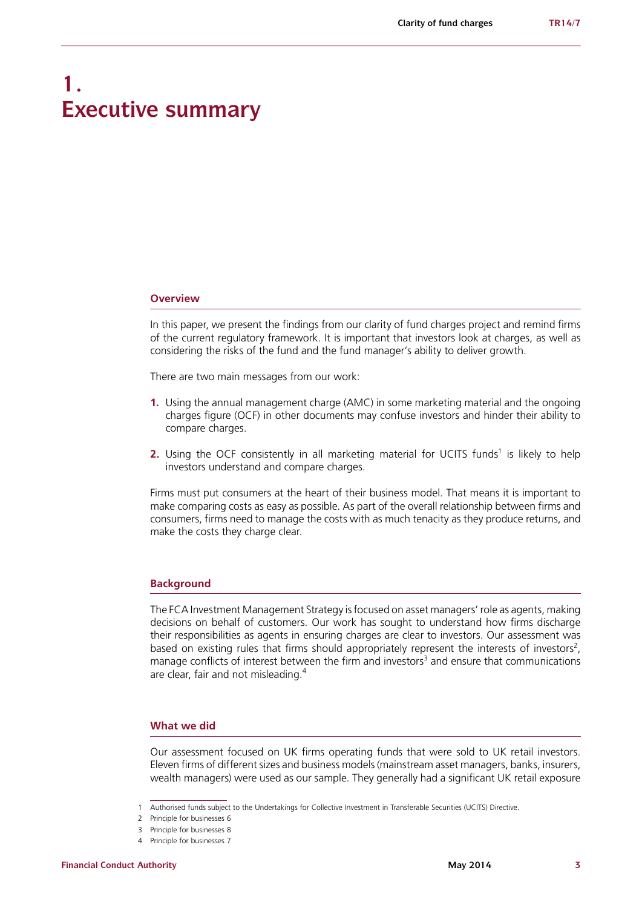# 1. Executive summary

## Overview

In this paper, we present the findings from our clarity of fund charges project and remind firms of the current regulatory framework. It is important that investors look at charges, as well as considering the risks of the fund and the fund manager's ability to deliver growth.

There are two main messages from our work:

1. Using the annual management charge (AMC) in some marketing material and the ongoing charges figure (OCF) in other documents may confuse investors and hinder their ability to compare charges.
2. Using the OCF consistently in all marketing material for UCITS funds[1] is likely to help investors understand and compare charges.

Firms must put consumers at the heart of their business model. That means it is important to make comparing costs as easy as possible. As part of the overall relationship between firms and consumers, firms need to manage the costs with as much tenacity as they produce returns, and make the costs they charge clear.

## Background

The FCA Investment Management Strategy is focused on asset managers' role as agents, making decisions on behalf of customers. Our work has sought to understand how firms discharge their responsibilities as agents in ensuring charges are clear to investors. Our assessment was based on existing rules that firms should appropriately represent the interests of investors[2], manage conflicts of interest between the firm and investors[3] and ensure that communications are clear, fair and not misleading.[4]

## What we did

Our assessment focused on UK firms operating funds that were sold to UK retail investors. Eleven firms of different sizes and business models (mainstream asset managers, banks, insurers, wealth managers) were used as our sample. They generally had a significant UK retail exposure

1 Authorised funds subject to the Undertakings for Collective Investment in Transferable Securities (UCITS) Directive.

2 Principle for businesses 6

3 Principle for businesses 8

4 Principle for businesses 7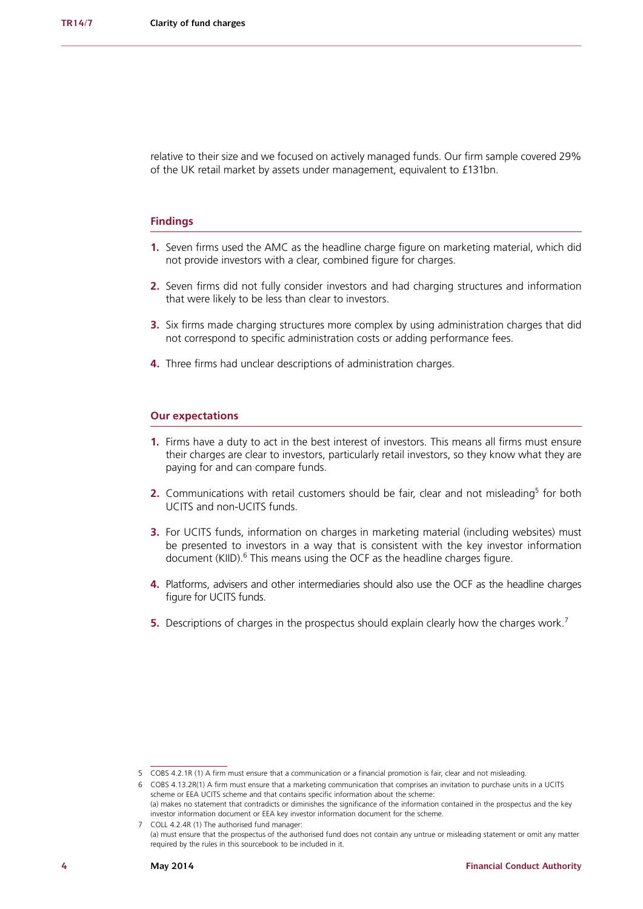relative to their size and we focused on actively managed funds. Our firm sample covered 29% of the UK retail market by assets under management, equivalent to £131bn.

### Findings

1. Seven firms used the AMC as the headline charge figure on marketing material, which did not provide investors with a clear, combined figure for charges.
2. Seven firms did not fully consider investors and had charging structures and information that were likely to be less than clear to investors.
3. Six firms made charging structures more complex by using administration charges that did not correspond to specific administration costs or adding performance fees.
4. Three firms had unclear descriptions of administration charges.

### Our expectations

1. Firms have a duty to act in the best interest of investors. This means all firms must ensure their charges are clear to investors, particularly retail investors, so they know what they are paying for and can compare funds.
2. Communications with retail customers should be fair, clear and not misleading[5] for both UCITS and non-UCITS funds.
3. For UCITS funds, information on charges in marketing material (including websites) must be presented to investors in a way that is consistent with the key investor information document (KIID).[6] This means using the OCF as the headline charges figure.
4. Platforms, advisers and other intermediaries should also use the OCF as the headline charges figure for UCITS funds.
5. Descriptions of charges in the prospectus should explain clearly how the charges work.[7]

---

5 COBS 4.2.1R (1) A firm must ensure that a communication or a financial promotion is fair, clear and not misleading.

6 COBS 4.13.2R(1) A firm must ensure that a marketing communication that comprises an invitation to purchase units in a UCITS scheme or EEA UCITS scheme and that contains specific information about the scheme:
(a) makes no statement that contradicts or diminishes the significance of the information contained in the prospectus and the key investor information document or EEA key investor information document for the scheme.

7 COLL 4.2.4R (1) The authorised fund manager:
(a) must ensure that the prospectus of the authorised fund does not contain any untrue or misleading statement or omit any matter required by the rules in this sourcebook to be included in it.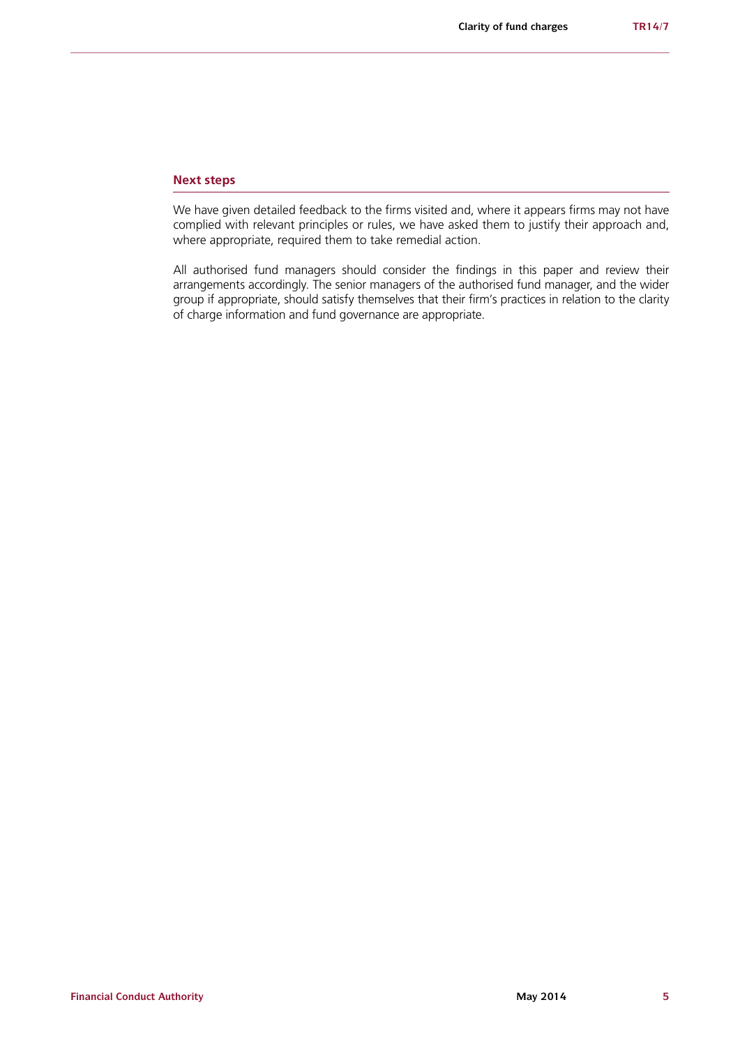## Next steps

We have given detailed feedback to the firms visited and, where it appears firms may not have complied with relevant principles or rules, we have asked them to justify their approach and, where appropriate, required them to take remedial action.

All authorised fund managers should consider the findings in this paper and review their arrangements accordingly. The senior managers of the authorised fund manager, and the wider group if appropriate, should satisfy themselves that their firm's practices in relation to the clarity of charge information and fund governance are appropriate.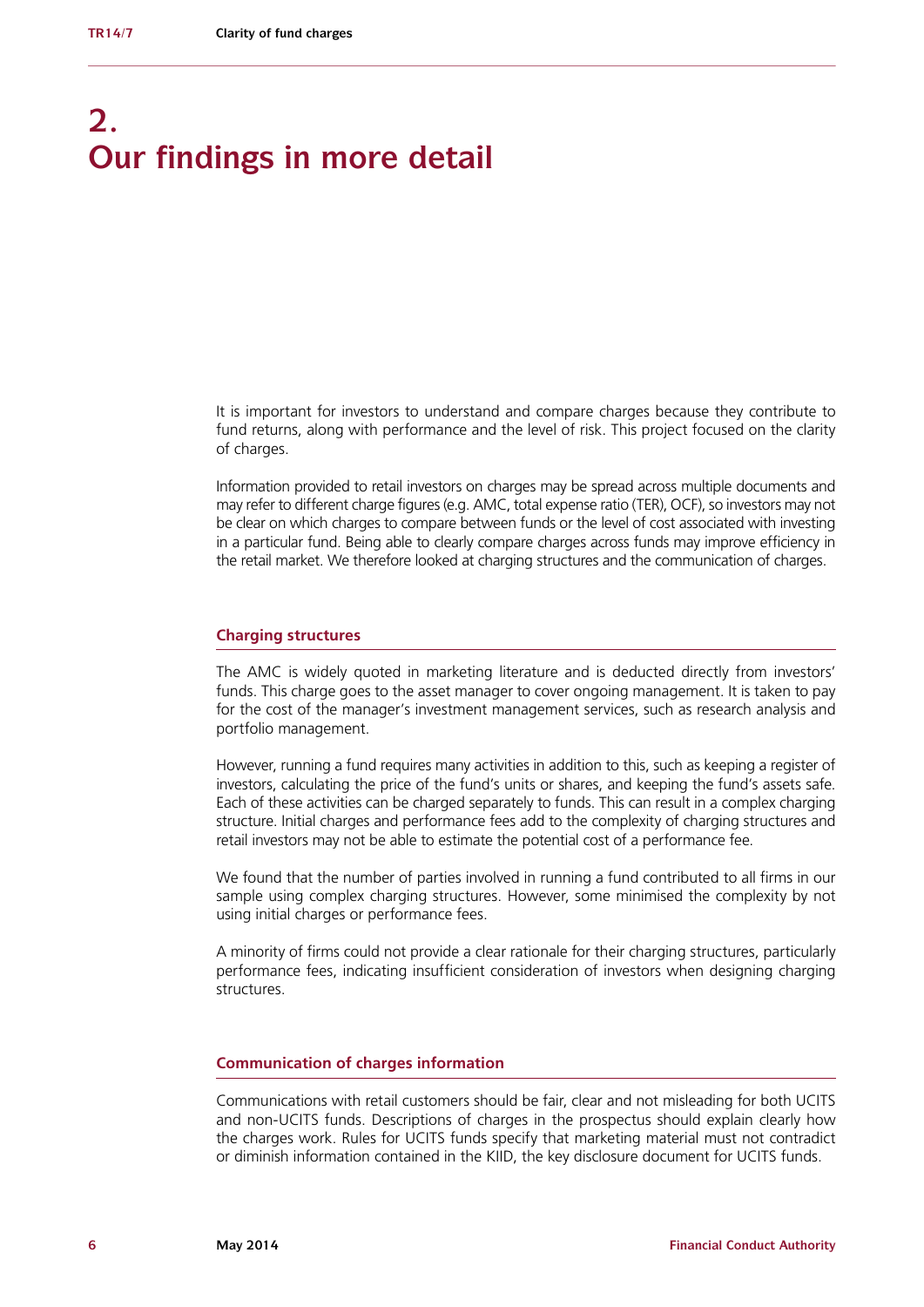# 2. Our findings in more detail

It is important for investors to understand and compare charges because they contribute to fund returns, along with performance and the level of risk. This project focused on the clarity of charges.

Information provided to retail investors on charges may be spread across multiple documents and may refer to different charge figures (e.g. AMC, total expense ratio (TER), OCF), so investors may not be clear on which charges to compare between funds or the level of cost associated with investing in a particular fund. Being able to clearly compare charges across funds may improve efficiency in the retail market. We therefore looked at charging structures and the communication of charges.

## Charging structures

The AMC is widely quoted in marketing literature and is deducted directly from investors' funds. This charge goes to the asset manager to cover ongoing management. It is taken to pay for the cost of the manager's investment management services, such as research analysis and portfolio management.

However, running a fund requires many activities in addition to this, such as keeping a register of investors, calculating the price of the fund's units or shares, and keeping the fund's assets safe. Each of these activities can be charged separately to funds. This can result in a complex charging structure. Initial charges and performance fees add to the complexity of charging structures and retail investors may not be able to estimate the potential cost of a performance fee.

We found that the number of parties involved in running a fund contributed to all firms in our sample using complex charging structures. However, some minimised the complexity by not using initial charges or performance fees.

A minority of firms could not provide a clear rationale for their charging structures, particularly performance fees, indicating insufficient consideration of investors when designing charging structures.

## Communication of charges information

Communications with retail customers should be fair, clear and not misleading for both UCITS and non-UCITS funds. Descriptions of charges in the prospectus should explain clearly how the charges work. Rules for UCITS funds specify that marketing material must not contradict or diminish information contained in the KIID, the key disclosure document for UCITS funds.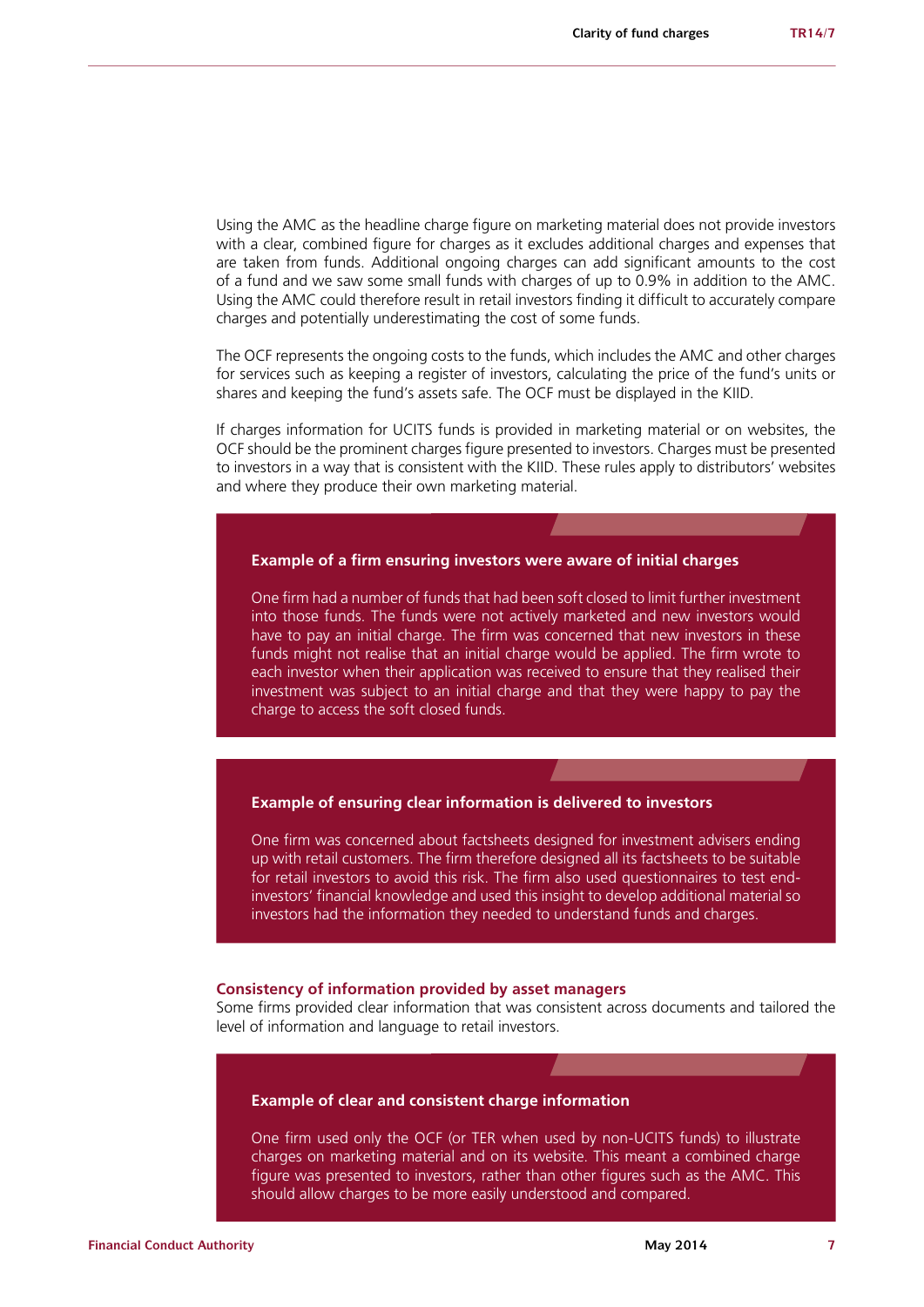Using the AMC as the headline charge figure on marketing material does not provide investors with a clear, combined figure for charges as it excludes additional charges and expenses that are taken from funds. Additional ongoing charges can add significant amounts to the cost of a fund and we saw some small funds with charges of up to 0.9% in addition to the AMC. Using the AMC could therefore result in retail investors finding it difficult to accurately compare charges and potentially underestimating the cost of some funds.

The OCF represents the ongoing costs to the funds, which includes the AMC and other charges for services such as keeping a register of investors, calculating the price of the fund's units or shares and keeping the fund's assets safe. The OCF must be displayed in the KIID.

If charges information for UCITS funds is provided in marketing material or on websites, the OCF should be the prominent charges figure presented to investors. Charges must be presented to investors in a way that is consistent with the KIID. These rules apply to distributors' websites and where they produce their own marketing material.

**Example of a firm ensuring investors were aware of initial charges**

One firm had a number of funds that had been soft closed to limit further investment into those funds. The funds were not actively marketed and new investors would have to pay an initial charge. The firm was concerned that new investors in these funds might not realise that an initial charge would be applied. The firm wrote to each investor when their application was received to ensure that they realised their investment was subject to an initial charge and that they were happy to pay the charge to access the soft closed funds.

**Example of ensuring clear information is delivered to investors**

One firm was concerned about factsheets designed for investment advisers ending up with retail customers. The firm therefore designed all its factsheets to be suitable for retail investors to avoid this risk. The firm also used questionnaires to test end-investors' financial knowledge and used this insight to develop additional material so investors had the information they needed to understand funds and charges.

### Consistency of information provided by asset managers

Some firms provided clear information that was consistent across documents and tailored the level of information and language to retail investors.

**Example of clear and consistent charge information**

One firm used only the OCF (or TER when used by non-UCITS funds) to illustrate charges on marketing material and on its website. This meant a combined charge figure was presented to investors, rather than other figures such as the AMC. This should allow charges to be more easily understood and compared.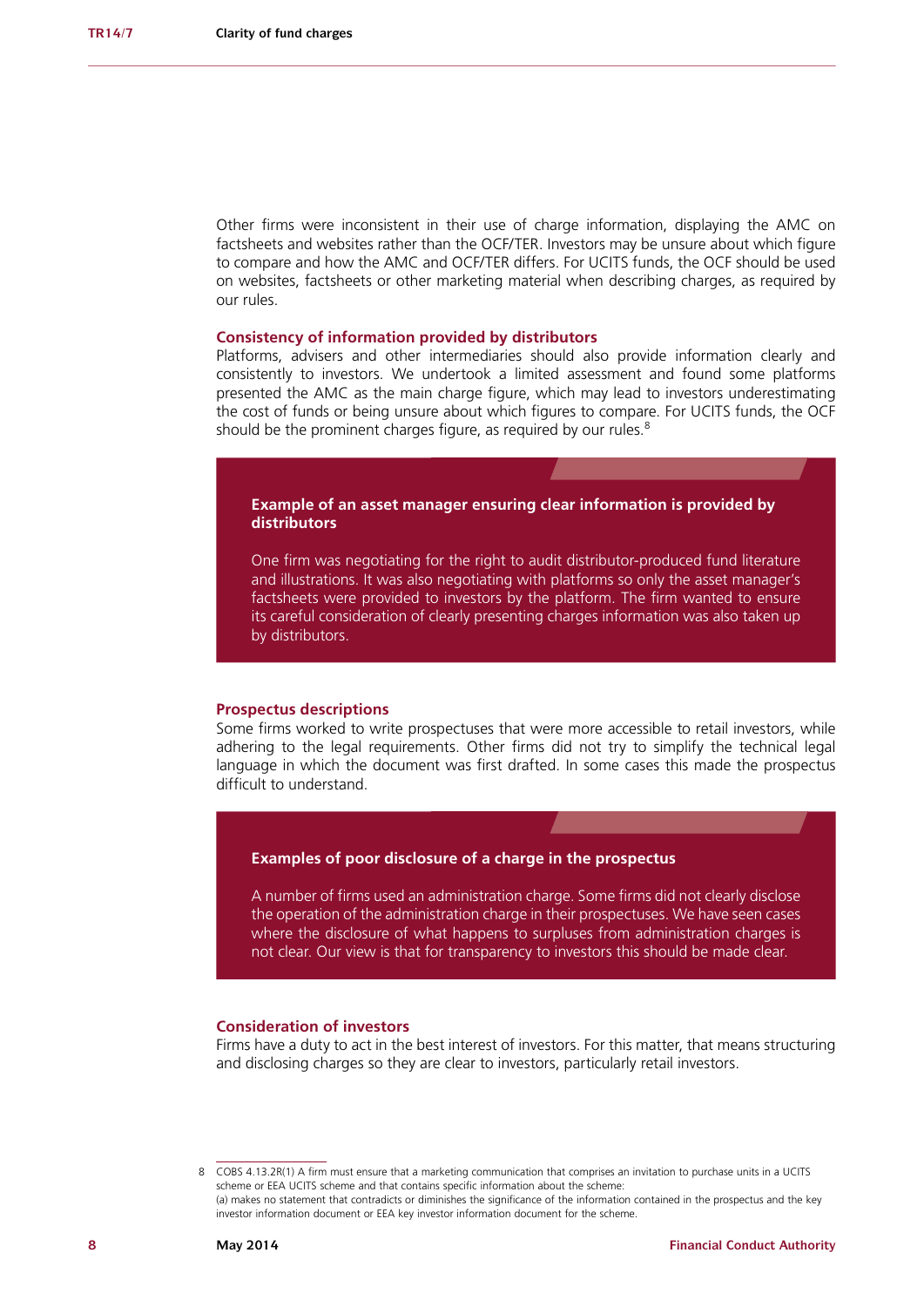Other firms were inconsistent in their use of charge information, displaying the AMC on factsheets and websites rather than the OCF/TER. Investors may be unsure about which figure to compare and how the AMC and OCF/TER differs. For UCITS funds, the OCF should be used on websites, factsheets or other marketing material when describing charges, as required by our rules.

### Consistency of information provided by distributors

Platforms, advisers and other intermediaries should also provide information clearly and consistently to investors. We undertook a limited assessment and found some platforms presented the AMC as the main charge figure, which may lead to investors underestimating the cost of funds or being unsure about which figures to compare. For UCITS funds, the OCF should be the prominent charges figure, as required by our rules.[8]

> **Example of an asset manager ensuring clear information is provided by distributors**
>
> One firm was negotiating for the right to audit distributor-produced fund literature and illustrations. It was also negotiating with platforms so only the asset manager's factsheets were provided to investors by the platform. The firm wanted to ensure its careful consideration of clearly presenting charges information was also taken up by distributors.

### Prospectus descriptions

Some firms worked to write prospectuses that were more accessible to retail investors, while adhering to the legal requirements. Other firms did not try to simplify the technical legal language in which the document was first drafted. In some cases this made the prospectus difficult to understand.

> **Examples of poor disclosure of a charge in the prospectus**
>
> A number of firms used an administration charge. Some firms did not clearly disclose the operation of the administration charge in their prospectuses. We have seen cases where the disclosure of what happens to surpluses from administration charges is not clear. Our view is that for transparency to investors this should be made clear.

### Consideration of investors

Firms have a duty to act in the best interest of investors. For this matter, that means structuring and disclosing charges so they are clear to investors, particularly retail investors.

---

8 COBS 4.13.2R(1) A firm must ensure that a marketing communication that comprises an invitation to purchase units in a UCITS scheme or EEA UCITS scheme and that contains specific information about the scheme:
(a) makes no statement that contradicts or diminishes the significance of the information contained in the prospectus and the key investor information document or EEA key investor information document for the scheme.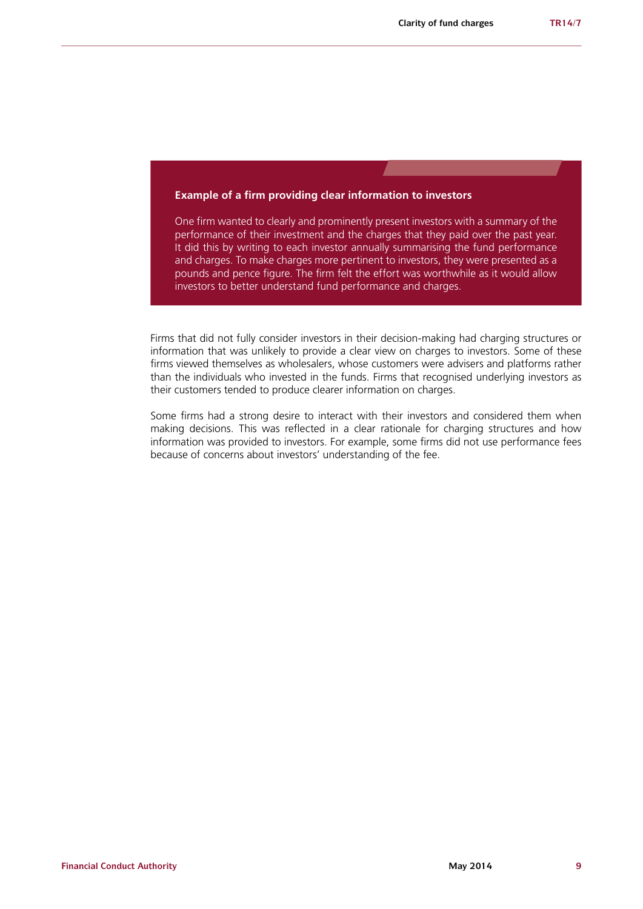### Example of a firm providing clear information to investors

One firm wanted to clearly and prominently present investors with a summary of the performance of their investment and the charges that they paid over the past year. It did this by writing to each investor annually summarising the fund performance and charges. To make charges more pertinent to investors, they were presented as a pounds and pence figure. The firm felt the effort was worthwhile as it would allow investors to better understand fund performance and charges.

Firms that did not fully consider investors in their decision-making had charging structures or information that was unlikely to provide a clear view on charges to investors. Some of these firms viewed themselves as wholesalers, whose customers were advisers and platforms rather than the individuals who invested in the funds. Firms that recognised underlying investors as their customers tended to produce clearer information on charges.

Some firms had a strong desire to interact with their investors and considered them when making decisions. This was reflected in a clear rationale for charging structures and how information was provided to investors. For example, some firms did not use performance fees because of concerns about investors' understanding of the fee.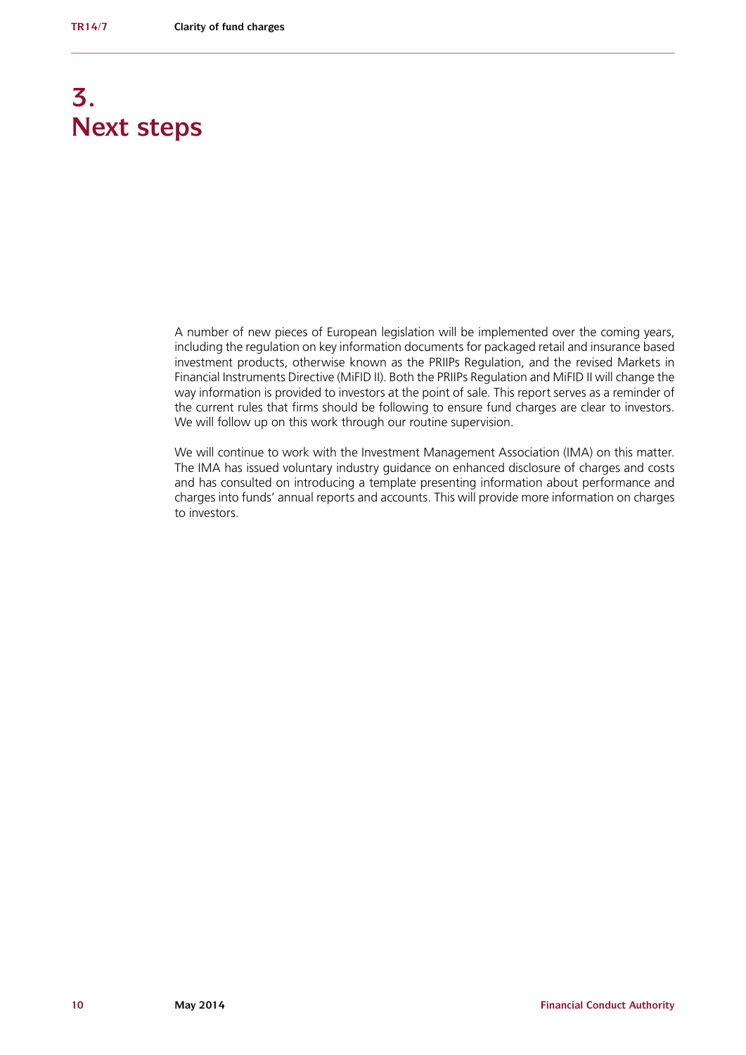# 3. Next steps

A number of new pieces of European legislation will be implemented over the coming years, including the regulation on key information documents for packaged retail and insurance based investment products, otherwise known as the PRIIPs Regulation, and the revised Markets in Financial Instruments Directive (MiFID II). Both the PRIIPs Regulation and MiFID II will change the way information is provided to investors at the point of sale. This report serves as a reminder of the current rules that firms should be following to ensure fund charges are clear to investors. We will follow up on this work through our routine supervision.

We will continue to work with the Investment Management Association (IMA) on this matter. The IMA has issued voluntary industry guidance on enhanced disclosure of charges and costs and has consulted on introducing a template presenting information about performance and charges into funds' annual reports and accounts. This will provide more information on charges to investors.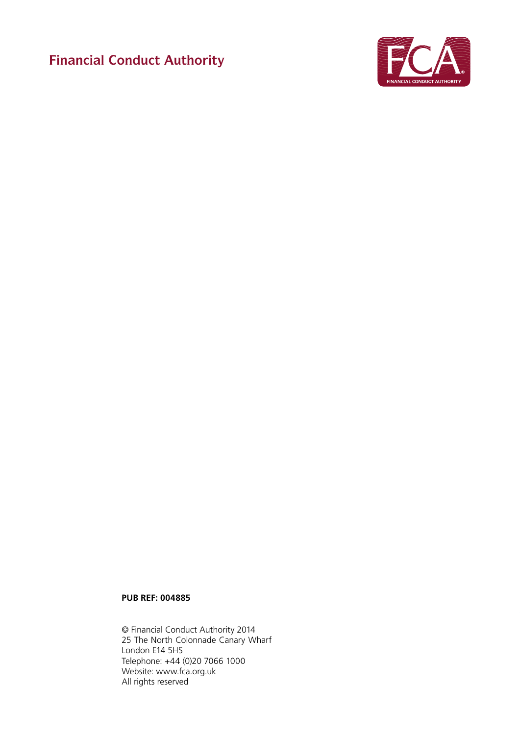**Financial Conduct Authority**

**PUB REF: 004885**

© Financial Conduct Authority 2014
25 The North Colonnade Canary Wharf
London E14 5HS
Telephone: +44 (0)20 7066 1000
Website: www.fca.org.uk
All rights reserved